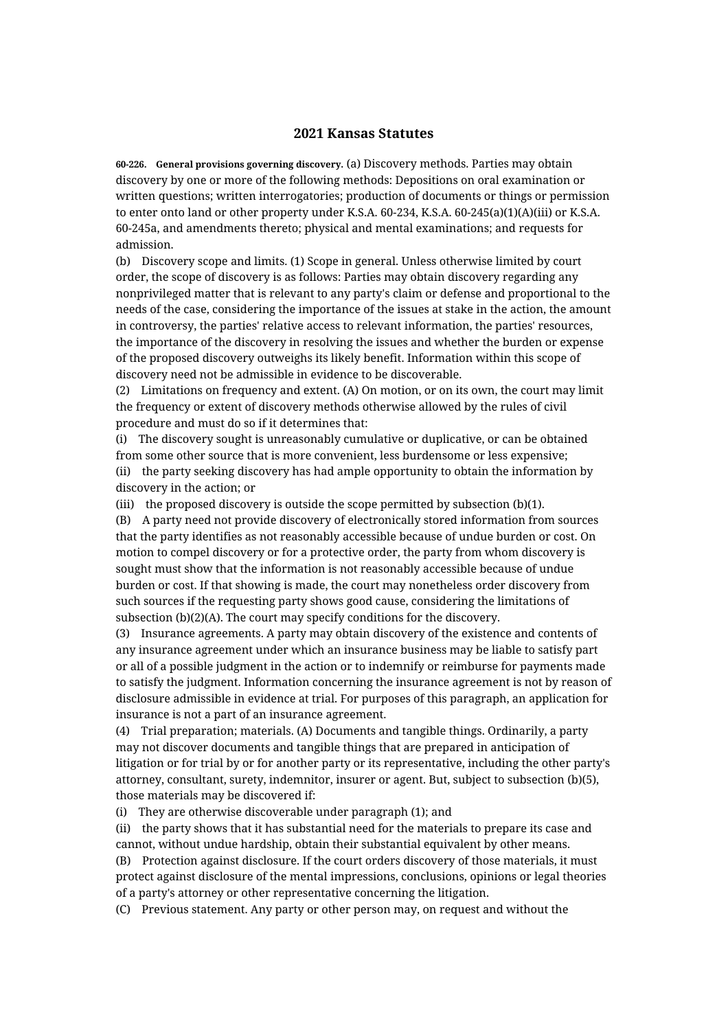# 2021 Kansas Statutes

**60-226. General provisions governing discovery.** (a) Discovery methods. Parties may obtain discovery by one or more of the following methods: Depositions on oral examination or written questions; written interrogatories; production of documents or things or permission to enter onto land or other property under K.S.A. 60-234, K.S.A. 60-245(a)(1)(A)(iii) or K.S.A. 60-245a, and amendments thereto; physical and mental examinations; and requests for admission.

(b) Discovery scope and limits. (1) Scope in general. Unless otherwise limited by court order, the scope of discovery is as follows: Parties may obtain discovery regarding any nonprivileged matter that is relevant to any party's claim or defense and proportional to the needs of the case, considering the importance of the issues at stake in the action, the amount in controversy, the parties' relative access to relevant information, the parties' resources, the importance of the discovery in resolving the issues and whether the burden or expense of the proposed discovery outweighs its likely benefit. Information within this scope of discovery need not be admissible in evidence to be discoverable.

(2) Limitations on frequency and extent. (A) On motion, or on its own, the court may limit the frequency or extent of discovery methods otherwise allowed by the rules of civil procedure and must do so if it determines that:

(i) The discovery sought is unreasonably cumulative or duplicative, or can be obtained from some other source that is more convenient, less burdensome or less expensive;

(ii) the party seeking discovery has had ample opportunity to obtain the information by discovery in the action; or

(iii) the proposed discovery is outside the scope permitted by subsection (b)(1).

(B) A party need not provide discovery of electronically stored information from sources that the party identifies as not reasonably accessible because of undue burden or cost. On motion to compel discovery or for a protective order, the party from whom discovery is sought must show that the information is not reasonably accessible because of undue burden or cost. If that showing is made, the court may nonetheless order discovery from such sources if the requesting party shows good cause, considering the limitations of subsection (b)(2)(A). The court may specify conditions for the discovery.

(3) Insurance agreements. A party may obtain discovery of the existence and contents of any insurance agreement under which an insurance business may be liable to satisfy part or all of a possible judgment in the action or to indemnify or reimburse for payments made to satisfy the judgment. Information concerning the insurance agreement is not by reason of disclosure admissible in evidence at trial. For purposes of this paragraph, an application for insurance is not a part of an insurance agreement.

(4) Trial preparation; materials. (A) Documents and tangible things. Ordinarily, a party may not discover documents and tangible things that are prepared in anticipation of litigation or for trial by or for another party or its representative, including the other party's attorney, consultant, surety, indemnitor, insurer or agent. But, subject to subsection (b)(5), those materials may be discovered if:

(i) They are otherwise discoverable under paragraph (1); and

(ii) the party shows that it has substantial need for the materials to prepare its case and cannot, without undue hardship, obtain their substantial equivalent by other means.

(B) Protection against disclosure. If the court orders discovery of those materials, it must protect against disclosure of the mental impressions, conclusions, opinions or legal theories of a party's attorney or other representative concerning the litigation.

(C) Previous statement. Any party or other person may, on request and without the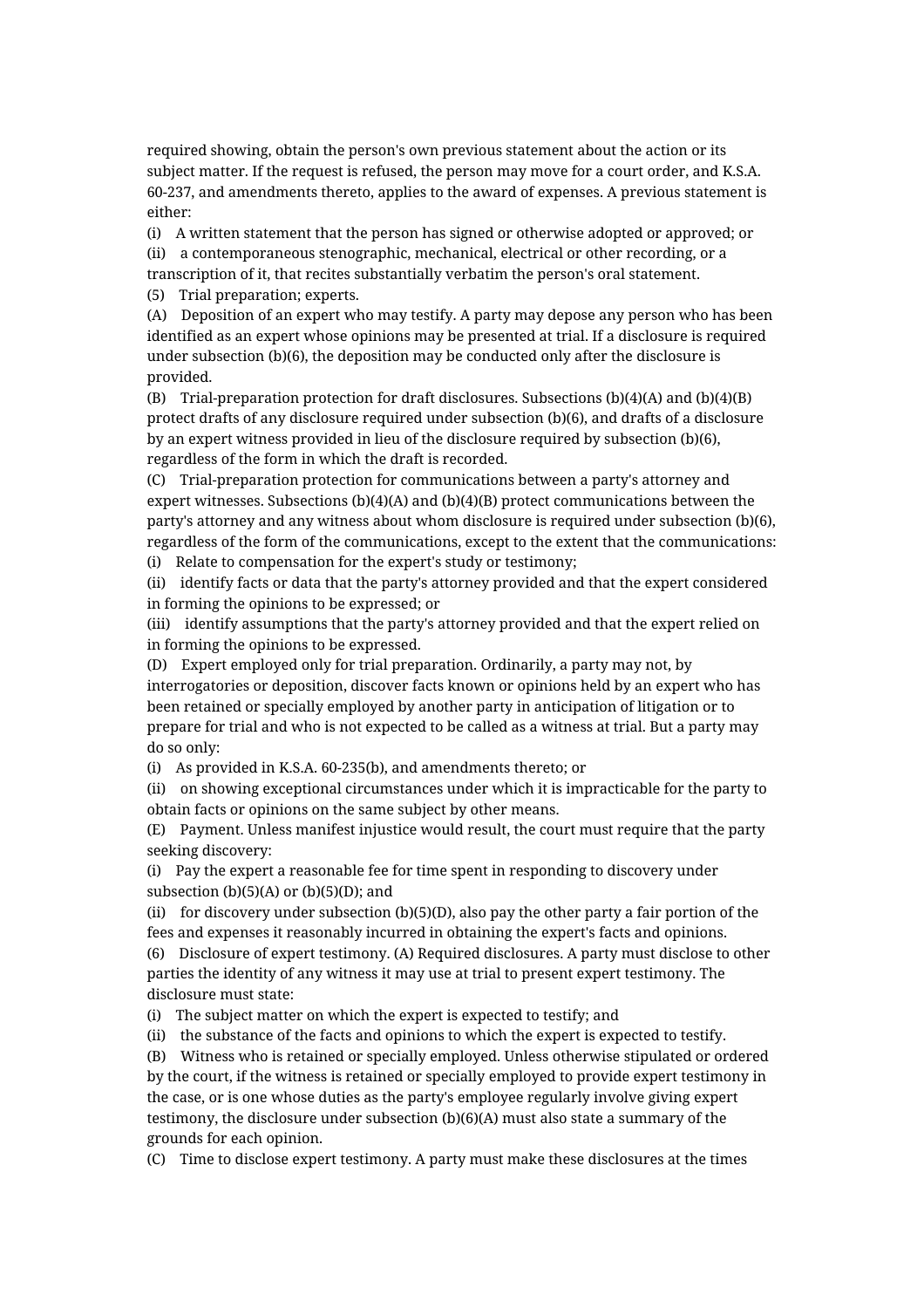required showing, obtain the person's own previous statement about the action or its subject matter. If the request is refused, the person may move for a court order, and K.S.A. 60-237, and amendments thereto, applies to the award of expenses. A previous statement is either:

(i) A written statement that the person has signed or otherwise adopted or approved; or

(ii) a contemporaneous stenographic, mechanical, electrical or other recording, or a transcription of it, that recites substantially verbatim the person's oral statement.

(5) Trial preparation; experts.

(A) Deposition of an expert who may testify. A party may depose any person who has been identified as an expert whose opinions may be presented at trial. If a disclosure is required under subsection (b)(6), the deposition may be conducted only after the disclosure is provided.

(B) Trial-preparation protection for draft disclosures. Subsections (b)(4)(A) and (b)(4)(B) protect drafts of any disclosure required under subsection (b)(6), and drafts of a disclosure by an expert witness provided in lieu of the disclosure required by subsection (b)(6), regardless of the form in which the draft is recorded.

(C) Trial-preparation protection for communications between a party's attorney and expert witnesses. Subsections (b)(4)(A) and (b)(4)(B) protect communications between the party's attorney and any witness about whom disclosure is required under subsection (b)(6), regardless of the form of the communications, except to the extent that the communications:

(i) Relate to compensation for the expert's study or testimony;

(ii) identify facts or data that the party's attorney provided and that the expert considered in forming the opinions to be expressed; or

(iii) identify assumptions that the party's attorney provided and that the expert relied on in forming the opinions to be expressed.

(D) Expert employed only for trial preparation. Ordinarily, a party may not, by interrogatories or deposition, discover facts known or opinions held by an expert who has been retained or specially employed by another party in anticipation of litigation or to prepare for trial and who is not expected to be called as a witness at trial. But a party may do so only:

(i) As provided in K.S.A. 60-235(b), and amendments thereto; or

(ii) on showing exceptional circumstances under which it is impracticable for the party to obtain facts or opinions on the same subject by other means.

(E) Payment. Unless manifest injustice would result, the court must require that the party seeking discovery:

(i) Pay the expert a reasonable fee for time spent in responding to discovery under subsection (b)(5)(A) or (b)(5)(D); and

(ii) for discovery under subsection (b)(5)(D), also pay the other party a fair portion of the fees and expenses it reasonably incurred in obtaining the expert's facts and opinions.

(6) Disclosure of expert testimony. (A) Required disclosures. A party must disclose to other parties the identity of any witness it may use at trial to present expert testimony. The disclosure must state:

(i) The subject matter on which the expert is expected to testify; and

(ii) the substance of the facts and opinions to which the expert is expected to testify.

(B) Witness who is retained or specially employed. Unless otherwise stipulated or ordered by the court, if the witness is retained or specially employed to provide expert testimony in the case, or is one whose duties as the party's employee regularly involve giving expert testimony, the disclosure under subsection (b)(6)(A) must also state a summary of the grounds for each opinion.

(C) Time to disclose expert testimony. A party must make these disclosures at the times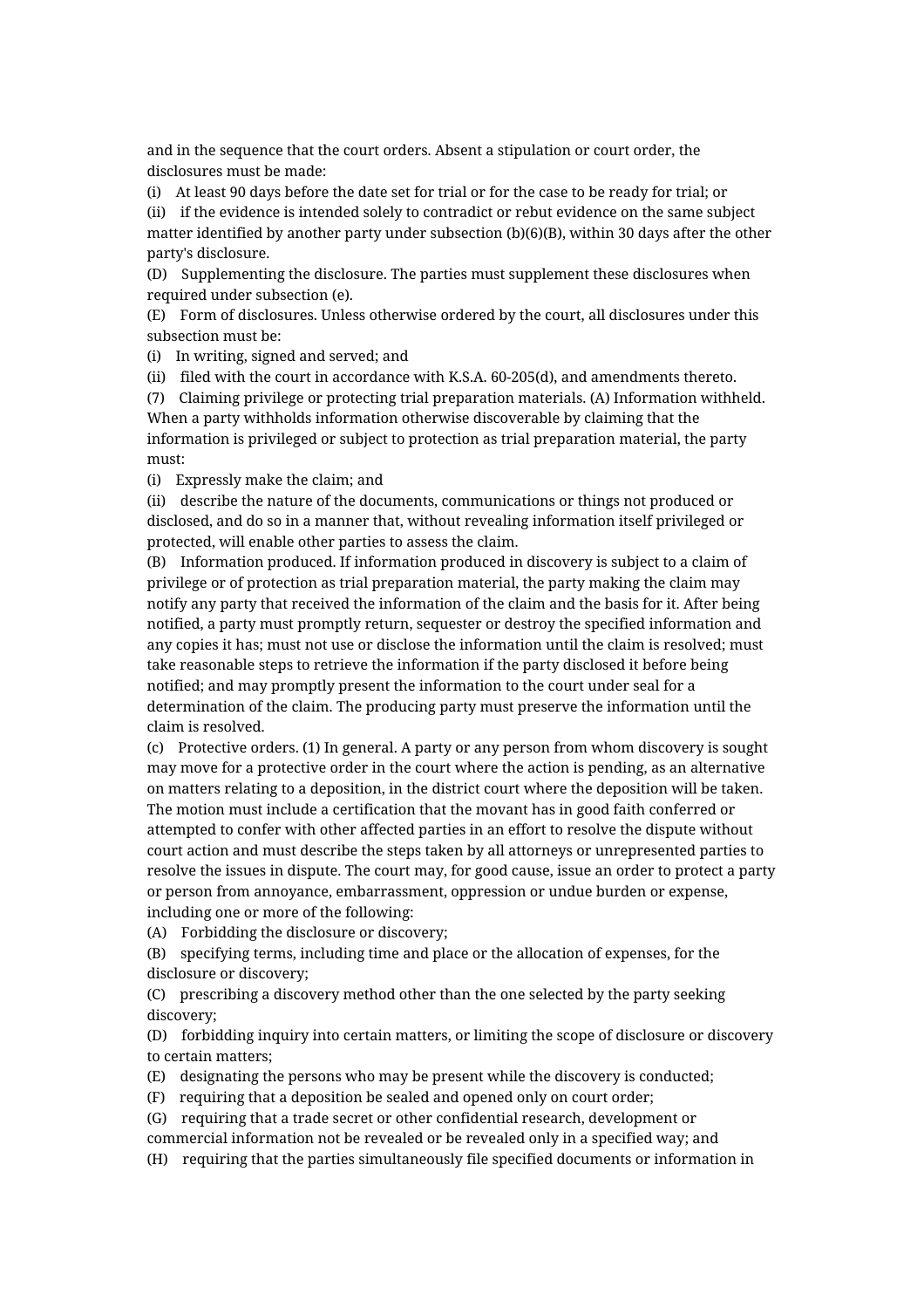and in the sequence that the court orders. Absent a stipulation or court order, the disclosures must be made:

(i) At least 90 days before the date set for trial or for the case to be ready for trial; or

(ii) if the evidence is intended solely to contradict or rebut evidence on the same subject matter identified by another party under subsection (b)(6)(B), within 30 days after the other party's disclosure.

(D) Supplementing the disclosure. The parties must supplement these disclosures when required under subsection (e).

(E) Form of disclosures. Unless otherwise ordered by the court, all disclosures under this subsection must be:

(i) In writing, signed and served; and

(ii) filed with the court in accordance with K.S.A. 60-205(d), and amendments thereto.

(7) Claiming privilege or protecting trial preparation materials. (A) Information withheld. When a party withholds information otherwise discoverable by claiming that the information is privileged or subject to protection as trial preparation material, the party must:

(i) Expressly make the claim; and

(ii) describe the nature of the documents, communications or things not produced or disclosed, and do so in a manner that, without revealing information itself privileged or protected, will enable other parties to assess the claim.

(B) Information produced. If information produced in discovery is subject to a claim of privilege or of protection as trial preparation material, the party making the claim may notify any party that received the information of the claim and the basis for it. After being notified, a party must promptly return, sequester or destroy the specified information and any copies it has; must not use or disclose the information until the claim is resolved; must take reasonable steps to retrieve the information if the party disclosed it before being notified; and may promptly present the information to the court under seal for a determination of the claim. The producing party must preserve the information until the claim is resolved.

(c) Protective orders. (1) In general. A party or any person from whom discovery is sought may move for a protective order in the court where the action is pending, as an alternative on matters relating to a deposition, in the district court where the deposition will be taken. The motion must include a certification that the movant has in good faith conferred or attempted to confer with other affected parties in an effort to resolve the dispute without court action and must describe the steps taken by all attorneys or unrepresented parties to resolve the issues in dispute. The court may, for good cause, issue an order to protect a party or person from annoyance, embarrassment, oppression or undue burden or expense, including one or more of the following:

(A) Forbidding the disclosure or discovery;

(B) specifying terms, including time and place or the allocation of expenses, for the disclosure or discovery;

(C) prescribing a discovery method other than the one selected by the party seeking discovery;

(D) forbidding inquiry into certain matters, or limiting the scope of disclosure or discovery to certain matters;

(E) designating the persons who may be present while the discovery is conducted;

(F) requiring that a deposition be sealed and opened only on court order;

(G) requiring that a trade secret or other confidential research, development or commercial information not be revealed or be revealed only in a specified way; and

(H) requiring that the parties simultaneously file specified documents or information in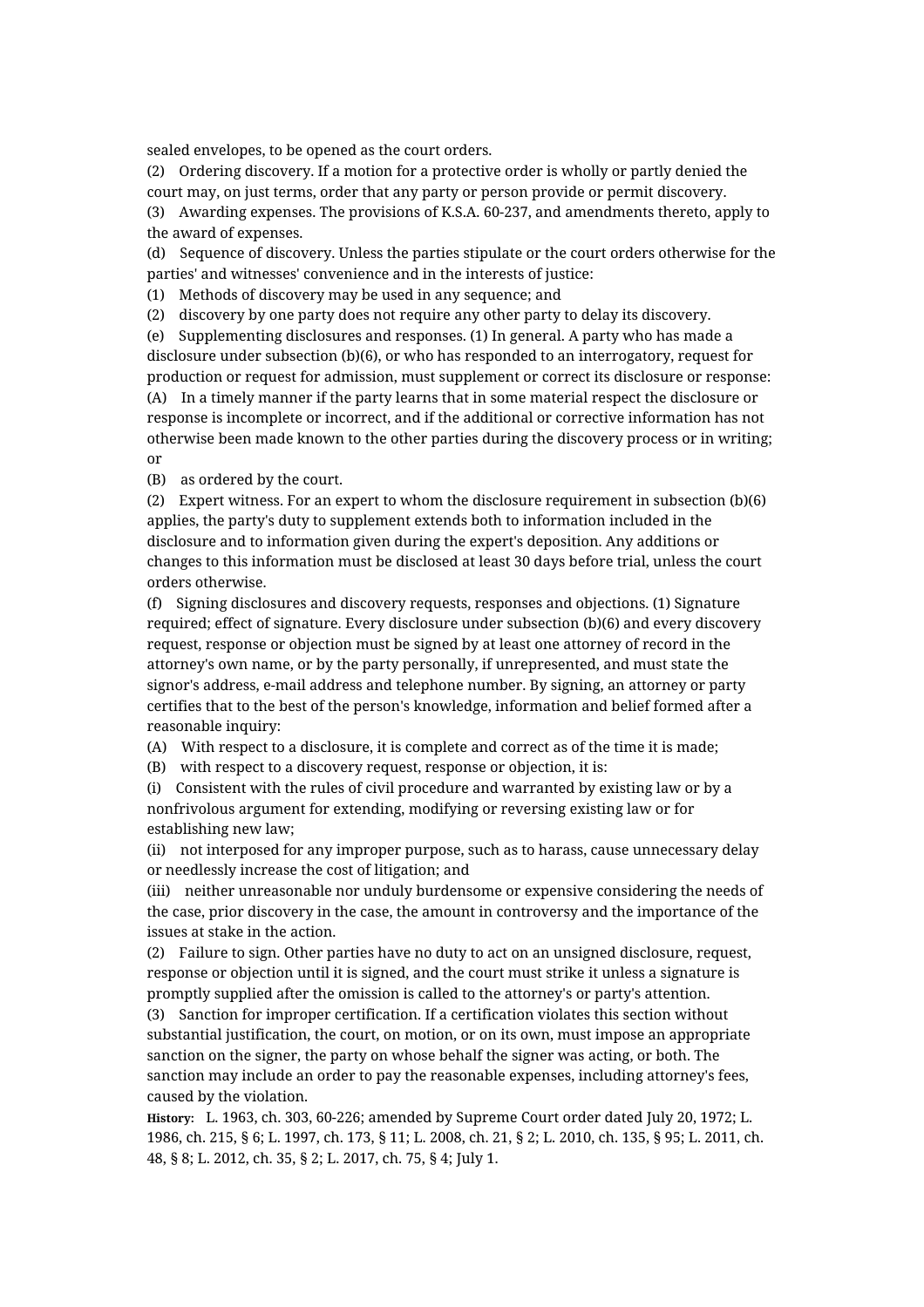sealed envelopes, to be opened as the court orders.

(2) Ordering discovery. If a motion for a protective order is wholly or partly denied the court may, on just terms, order that any party or person provide or permit discovery.

(3) Awarding expenses. The provisions of K.S.A. 60-237, and amendments thereto, apply to the award of expenses.

(d) Sequence of discovery. Unless the parties stipulate or the court orders otherwise for the parties' and witnesses' convenience and in the interests of justice:

(1) Methods of discovery may be used in any sequence; and

(2) discovery by one party does not require any other party to delay its discovery.

(e) Supplementing disclosures and responses. (1) In general. A party who has made a disclosure under subsection (b)(6), or who has responded to an interrogatory, request for production or request for admission, must supplement or correct its disclosure or response:

(A) In a timely manner if the party learns that in some material respect the disclosure or response is incomplete or incorrect, and if the additional or corrective information has not otherwise been made known to the other parties during the discovery process or in writing; or

(B) as ordered by the court.

(2) Expert witness. For an expert to whom the disclosure requirement in subsection (b)(6) applies, the party's duty to supplement extends both to information included in the disclosure and to information given during the expert's deposition. Any additions or changes to this information must be disclosed at least 30 days before trial, unless the court orders otherwise.

(f) Signing disclosures and discovery requests, responses and objections. (1) Signature required; effect of signature. Every disclosure under subsection (b)(6) and every discovery request, response or objection must be signed by at least one attorney of record in the attorney's own name, or by the party personally, if unrepresented, and must state the signor's address, e-mail address and telephone number. By signing, an attorney or party certifies that to the best of the person's knowledge, information and belief formed after a reasonable inquiry:

(A) With respect to a disclosure, it is complete and correct as of the time it is made;

(B) with respect to a discovery request, response or objection, it is:

(i) Consistent with the rules of civil procedure and warranted by existing law or by a nonfrivolous argument for extending, modifying or reversing existing law or for establishing new law;

(ii) not interposed for any improper purpose, such as to harass, cause unnecessary delay or needlessly increase the cost of litigation; and

(iii) neither unreasonable nor unduly burdensome or expensive considering the needs of the case, prior discovery in the case, the amount in controversy and the importance of the issues at stake in the action.

(2) Failure to sign. Other parties have no duty to act on an unsigned disclosure, request, response or objection until it is signed, and the court must strike it unless a signature is promptly supplied after the omission is called to the attorney's or party's attention.

(3) Sanction for improper certification. If a certification violates this section without substantial justification, the court, on motion, or on its own, must impose an appropriate sanction on the signer, the party on whose behalf the signer was acting, or both. The sanction may include an order to pay the reasonable expenses, including attorney's fees, caused by the violation.

**History:** L. 1963, ch. 303, 60-226; amended by Supreme Court order dated July 20, 1972; L. 1986, ch. 215, § 6; L. 1997, ch. 173, § 11; L. 2008, ch. 21, § 2; L. 2010, ch. 135, § 95; L. 2011, ch. 48, § 8; L. 2012, ch. 35, § 2; L. 2017, ch. 75, § 4; July 1.